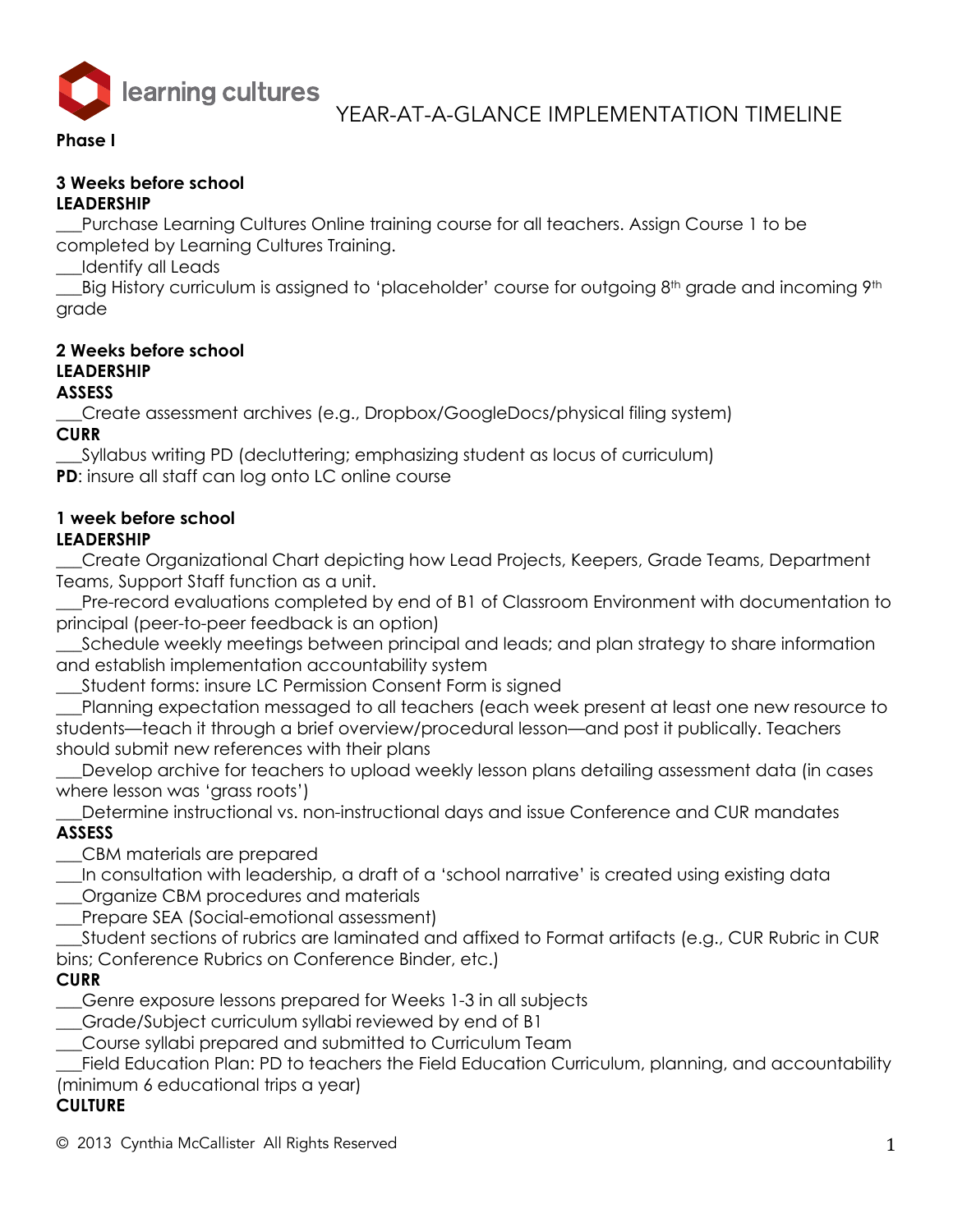# YEAR-AT-A-GLANCE IMPLEMENTATION TIMELINE

**Phase I**

**3 Weeks before school**
**LEADERSHIP**

___Purchase Learning Cultures Online training course for all teachers. Assign Course 1 to be completed by Learning Cultures Training.
___Identify all Leads
___Big History curriculum is assigned to 'placeholder' course for outgoing 8th grade and incoming 9th grade

**2 Weeks before school**
**LEADERSHIP**
**ASSESS**

___Create assessment archives (e.g., Dropbox/GoogleDocs/physical filing system)

**CURR**

___Syllabus writing PD (decluttering; emphasizing student as locus of curriculum)

**PD**: insure all staff can log onto LC online course

**1 week before school**
**LEADERSHIP**

___Create Organizational Chart depicting how Lead Projects, Keepers, Grade Teams, Department Teams, Support Staff function as a unit.
___Pre-record evaluations completed by end of B1 of Classroom Environment with documentation to principal (peer-to-peer feedback is an option)
___Schedule weekly meetings between principal and leads; and plan strategy to share information and establish implementation accountability system
___Student forms: insure LC Permission Consent Form is signed
___Planning expectation messaged to all teachers (each week present at least one new resource to students—teach it through a brief overview/procedural lesson—and post it publically. Teachers should submit new references with their plans
___Develop archive for teachers to upload weekly lesson plans detailing assessment data (in cases where lesson was 'grass roots')
___Determine instructional vs. non-instructional days and issue Conference and CUR mandates

**ASSESS**

___CBM materials are prepared
___In consultation with leadership, a draft of a 'school narrative' is created using existing data
___Organize CBM procedures and materials
___Prepare SEA (Social-emotional assessment)
___Student sections of rubrics are laminated and affixed to Format artifacts (e.g., CUR Rubric in CUR bins; Conference Rubrics on Conference Binder, etc.)

**CURR**

___Genre exposure lessons prepared for Weeks 1-3 in all subjects
___Grade/Subject curriculum syllabi reviewed by end of B1
___Course syllabi prepared and submitted to Curriculum Team
___Field Education Plan: PD to teachers the Field Education Curriculum, planning, and accountability (minimum 6 educational trips a year)

**CULTURE**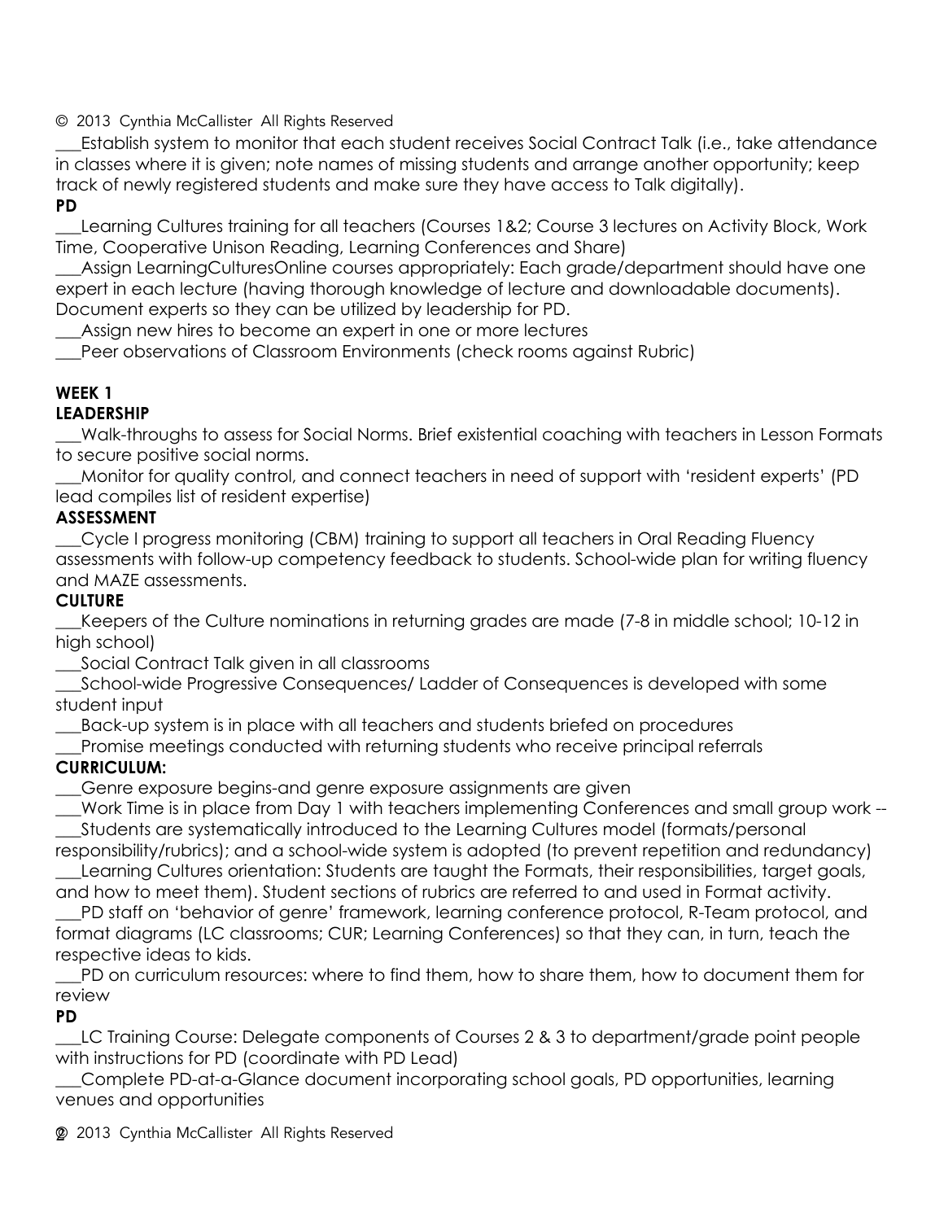___Establish system to monitor that each student receives Social Contract Talk (i.e., take attendance in classes where it is given; note names of missing students and arrange another opportunity; keep track of newly registered students and make sure they have access to Talk digitally).

**PD**

___Learning Cultures training for all teachers (Courses 1&2; Course 3 lectures on Activity Block, Work Time, Cooperative Unison Reading, Learning Conferences and Share)

___Assign LearningCulturesOnline courses appropriately: Each grade/department should have one expert in each lecture (having thorough knowledge of lecture and downloadable documents). Document experts so they can be utilized by leadership for PD.

___Assign new hires to become an expert in one or more lectures

___Peer observations of Classroom Environments (check rooms against Rubric)

**WEEK 1**

**LEADERSHIP**

___Walk-throughs to assess for Social Norms. Brief existential coaching with teachers in Lesson Formats to secure positive social norms.

___Monitor for quality control, and connect teachers in need of support with 'resident experts' (PD lead compiles list of resident expertise)

**ASSESSMENT**

___Cycle I progress monitoring (CBM) training to support all teachers in Oral Reading Fluency assessments with follow-up competency feedback to students. School-wide plan for writing fluency and MAZE assessments.

**CULTURE**

___Keepers of the Culture nominations in returning grades are made (7-8 in middle school; 10-12 in high school)

___Social Contract Talk given in all classrooms

___School-wide Progressive Consequences/ Ladder of Consequences is developed with some student input

___Back-up system is in place with all teachers and students briefed on procedures

___Promise meetings conducted with returning students who receive principal referrals

**CURRICULUM:**

___Genre exposure begins-and genre exposure assignments are given

___Work Time is in place from Day 1 with teachers implementing Conferences and small group work --

___Students are systematically introduced to the Learning Cultures model (formats/personal responsibility/rubrics); and a school-wide system is adopted (to prevent repetition and redundancy)

___Learning Cultures orientation: Students are taught the Formats, their responsibilities, target goals, and how to meet them). Student sections of rubrics are referred to and used in Format activity.

___PD staff on 'behavior of genre' framework, learning conference protocol, R-Team protocol, and format diagrams (LC classrooms; CUR; Learning Conferences) so that they can, in turn, teach the respective ideas to kids.

___PD on curriculum resources: where to find them, how to share them, how to document them for review

**PD**

___LC Training Course: Delegate components of Courses 2 & 3 to department/grade point people with instructions for PD (coordinate with PD Lead)

___Complete PD-at-a-Glance document incorporating school goals, PD opportunities, learning venues and opportunities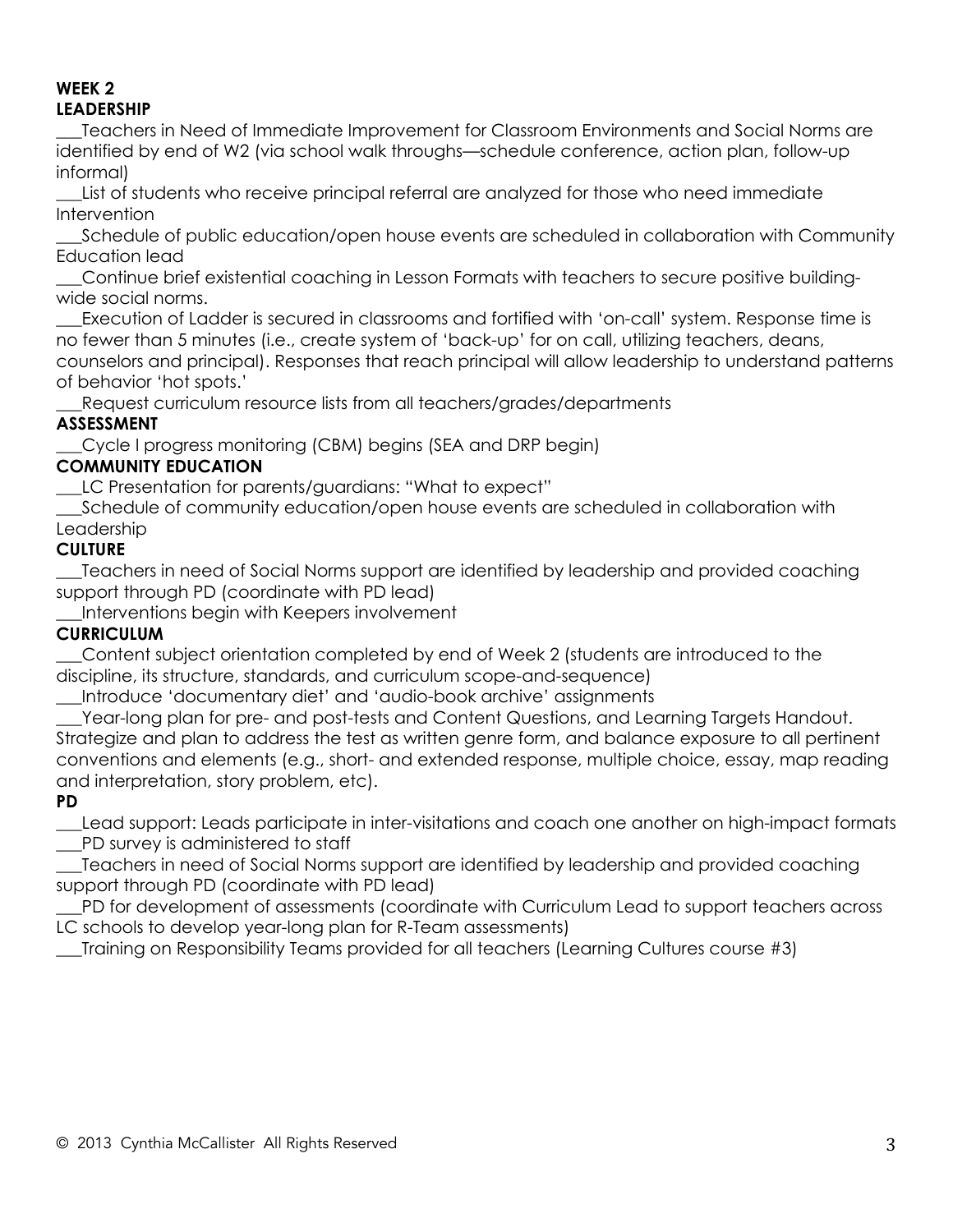**WEEK 2**
**LEADERSHIP**

___Teachers in Need of Immediate Improvement for Classroom Environments and Social Norms are identified by end of W2 (via school walk throughs—schedule conference, action plan, follow-up informal)

___List of students who receive principal referral are analyzed for those who need immediate Intervention

___Schedule of public education/open house events are scheduled in collaboration with Community Education lead

___Continue brief existential coaching in Lesson Formats with teachers to secure positive building-wide social norms.

___Execution of Ladder is secured in classrooms and fortified with 'on-call' system. Response time is no fewer than 5 minutes (i.e., create system of 'back-up' for on call, utilizing teachers, deans, counselors and principal). Responses that reach principal will allow leadership to understand patterns of behavior 'hot spots.'

___Request curriculum resource lists from all teachers/grades/departments

**ASSESSMENT**

___Cycle I progress monitoring (CBM) begins (SEA and DRP begin)

**COMMUNITY EDUCATION**

___LC Presentation for parents/guardians: "What to expect"

___Schedule of community education/open house events are scheduled in collaboration with Leadership

**CULTURE**

___Teachers in need of Social Norms support are identified by leadership and provided coaching support through PD (coordinate with PD lead)

___Interventions begin with Keepers involvement

**CURRICULUM**

___Content subject orientation completed by end of Week 2 (students are introduced to the discipline, its structure, standards, and curriculum scope-and-sequence)

___Introduce 'documentary diet' and 'audio-book archive' assignments

___Year-long plan for pre- and post-tests and Content Questions, and Learning Targets Handout. Strategize and plan to address the test as written genre form, and balance exposure to all pertinent conventions and elements (e.g., short- and extended response, multiple choice, essay, map reading and interpretation, story problem, etc).

**PD**

___Lead support: Leads participate in inter-visitations and coach one another on high-impact formats

___PD survey is administered to staff

___Teachers in need of Social Norms support are identified by leadership and provided coaching support through PD (coordinate with PD lead)

___PD for development of assessments (coordinate with Curriculum Lead to support teachers across LC schools to develop year-long plan for R-Team assessments)

___Training on Responsibility Teams provided for all teachers (Learning Cultures course #3)

© 2013 Cynthia McCallister All Rights Reserved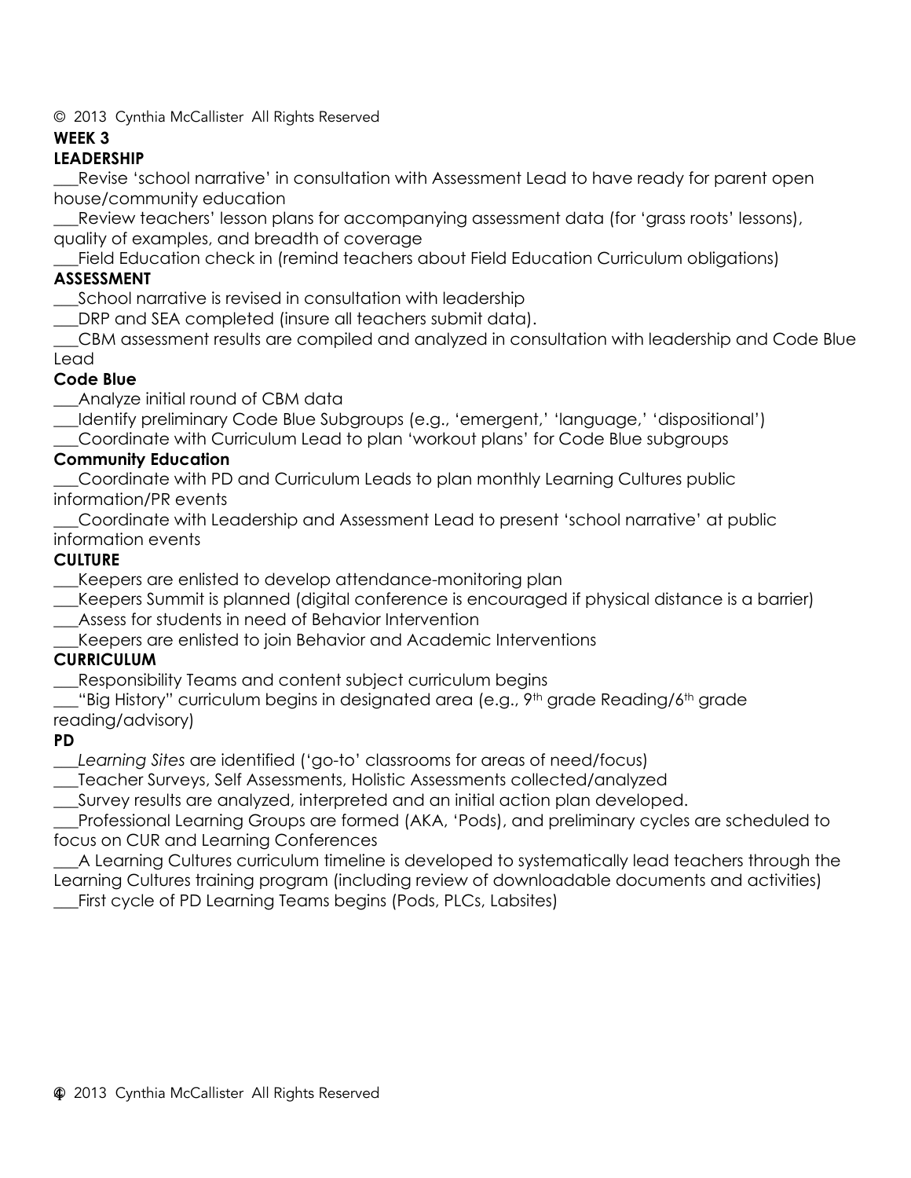# WEEK 3

## LEADERSHIP

___Revise 'school narrative' in consultation with Assessment Lead to have ready for parent open house/community education

___Review teachers' lesson plans for accompanying assessment data (for 'grass roots' lessons), quality of examples, and breadth of coverage

___Field Education check in (remind teachers about Field Education Curriculum obligations)

## ASSESSMENT

___School narrative is revised in consultation with leadership

___DRP and SEA completed (insure all teachers submit data).

___CBM assessment results are compiled and analyzed in consultation with leadership and Code Blue Lead

## Code Blue

___Analyze initial round of CBM data

___Identify preliminary Code Blue Subgroups (e.g., 'emergent,' 'language,' 'dispositional')

___Coordinate with Curriculum Lead to plan 'workout plans' for Code Blue subgroups

## Community Education

___Coordinate with PD and Curriculum Leads to plan monthly Learning Cultures public information/PR events

___Coordinate with Leadership and Assessment Lead to present 'school narrative' at public information events

## CULTURE

___Keepers are enlisted to develop attendance-monitoring plan

___Keepers Summit is planned (digital conference is encouraged if physical distance is a barrier)

___Assess for students in need of Behavior Intervention

___Keepers are enlisted to join Behavior and Academic Interventions

## CURRICULUM

___Responsibility Teams and content subject curriculum begins

___"Big History" curriculum begins in designated area (e.g., 9th grade Reading/6th grade reading/advisory)

## PD

___*Learning Sites* are identified ('go-to' classrooms for areas of need/focus)

___Teacher Surveys, Self Assessments, Holistic Assessments collected/analyzed

___Survey results are analyzed, interpreted and an initial action plan developed.

___Professional Learning Groups are formed (AKA, 'Pods), and preliminary cycles are scheduled to focus on CUR and Learning Conferences

___A Learning Cultures curriculum timeline is developed to systematically lead teachers through the Learning Cultures training program (including review of downloadable documents and activities)

___First cycle of PD Learning Teams begins (Pods, PLCs, Labsites)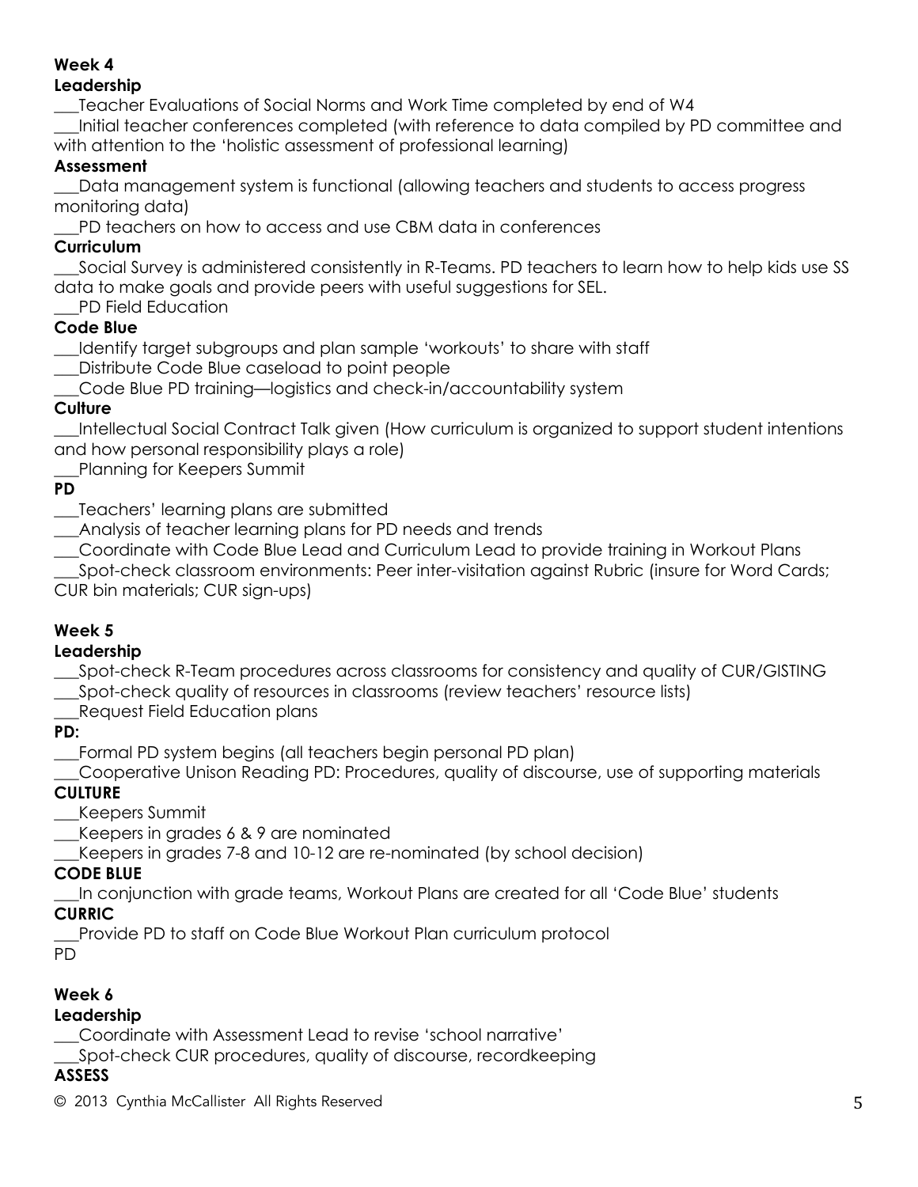**Week 4**

**Leadership**

___Teacher Evaluations of Social Norms and Work Time completed by end of W4

___Initial teacher conferences completed (with reference to data compiled by PD committee and with attention to the 'holistic assessment of professional learning)

**Assessment**

___Data management system is functional (allowing teachers and students to access progress monitoring data)

___PD teachers on how to access and use CBM data in conferences

**Curriculum**

___Social Survey is administered consistently in R-Teams. PD teachers to learn how to help kids use SS data to make goals and provide peers with useful suggestions for SEL.

___PD Field Education

**Code Blue**

___Identify target subgroups and plan sample 'workouts' to share with staff

___Distribute Code Blue caseload to point people

___Code Blue PD training—logistics and check-in/accountability system

**Culture**

___Intellectual Social Contract Talk given (How curriculum is organized to support student intentions and how personal responsibility plays a role)

___Planning for Keepers Summit

**PD**

___Teachers' learning plans are submitted

___Analysis of teacher learning plans for PD needs and trends

___Coordinate with Code Blue Lead and Curriculum Lead to provide training in Workout Plans

___Spot-check classroom environments: Peer inter-visitation against Rubric (insure for Word Cards; CUR bin materials; CUR sign-ups)

**Week 5**

**Leadership**

___Spot-check R-Team procedures across classrooms for consistency and quality of CUR/GISTING

___Spot-check quality of resources in classrooms (review teachers' resource lists)

___Request Field Education plans

**PD:**

___Formal PD system begins (all teachers begin personal PD plan)

___Cooperative Unison Reading PD: Procedures, quality of discourse, use of supporting materials

**CULTURE**

___Keepers Summit

___Keepers in grades 6 & 9 are nominated

___Keepers in grades 7-8 and 10-12 are re-nominated (by school decision)

**CODE BLUE**

___In conjunction with grade teams, Workout Plans are created for all 'Code Blue' students

**CURRIC**

___Provide PD to staff on Code Blue Workout Plan curriculum protocol

PD

**Week 6**

**Leadership**

___Coordinate with Assessment Lead to revise 'school narrative'

___Spot-check CUR procedures, quality of discourse, recordkeeping

**ASSESS**

© 2013 Cynthia McCallister All Rights Reserved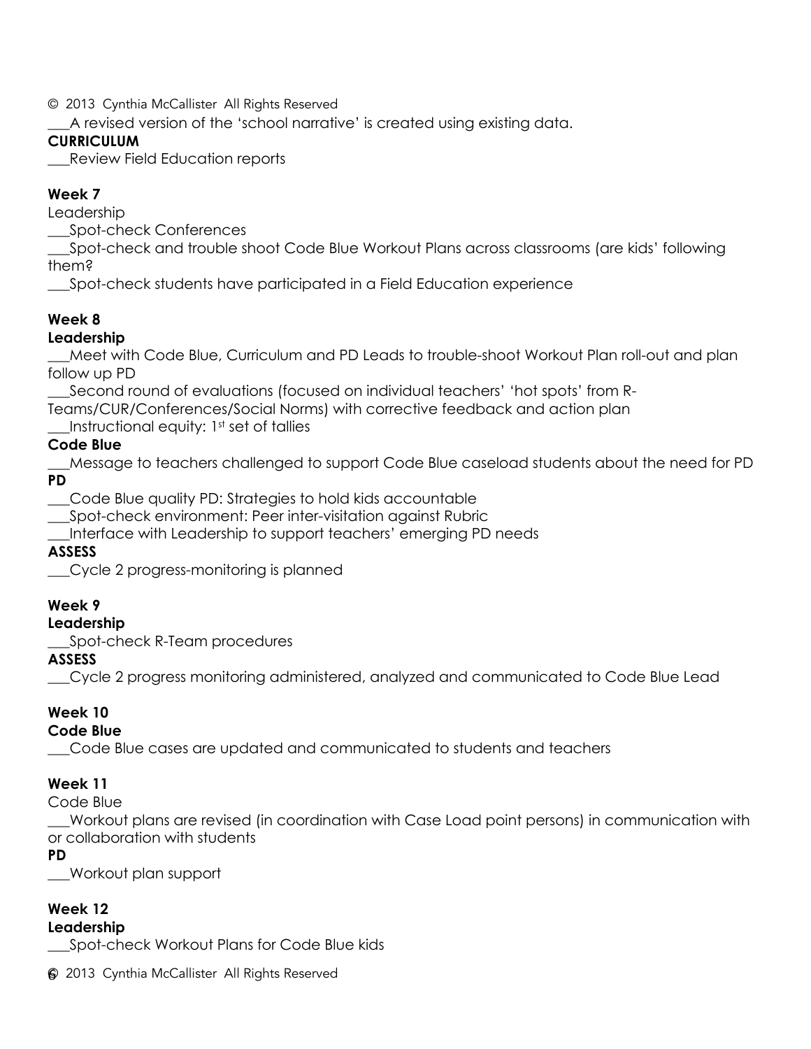___A revised version of the 'school narrative' is created using existing data.

**CURRICULUM**

___Review Field Education reports

### Week 7

Leadership

___Spot-check Conferences

___Spot-check and trouble shoot Code Blue Workout Plans across classrooms (are kids' following them?

___Spot-check students have participated in a Field Education experience

### Week 8

**Leadership**

___Meet with Code Blue, Curriculum and PD Leads to trouble-shoot Workout Plan roll-out and plan follow up PD

___Second round of evaluations (focused on individual teachers' 'hot spots' from R-Teams/CUR/Conferences/Social Norms) with corrective feedback and action plan

___Instructional equity: 1st set of tallies

**Code Blue**

___Message to teachers challenged to support Code Blue caseload students about the need for PD

**PD**

___Code Blue quality PD: Strategies to hold kids accountable

___Spot-check environment: Peer inter-visitation against Rubric

___Interface with Leadership to support teachers' emerging PD needs

**ASSESS**

___Cycle 2 progress-monitoring is planned

### Week 9

**Leadership**

___Spot-check R-Team procedures

**ASSESS**

___Cycle 2 progress monitoring administered, analyzed and communicated to Code Blue Lead

### Week 10

**Code Blue**

___Code Blue cases are updated and communicated to students and teachers

### Week 11

Code Blue

___Workout plans are revised (in coordination with Case Load point persons) in communication with or collaboration with students

**PD**

___Workout plan support

### Week 12

**Leadership**

___Spot-check Workout Plans for Code Blue kids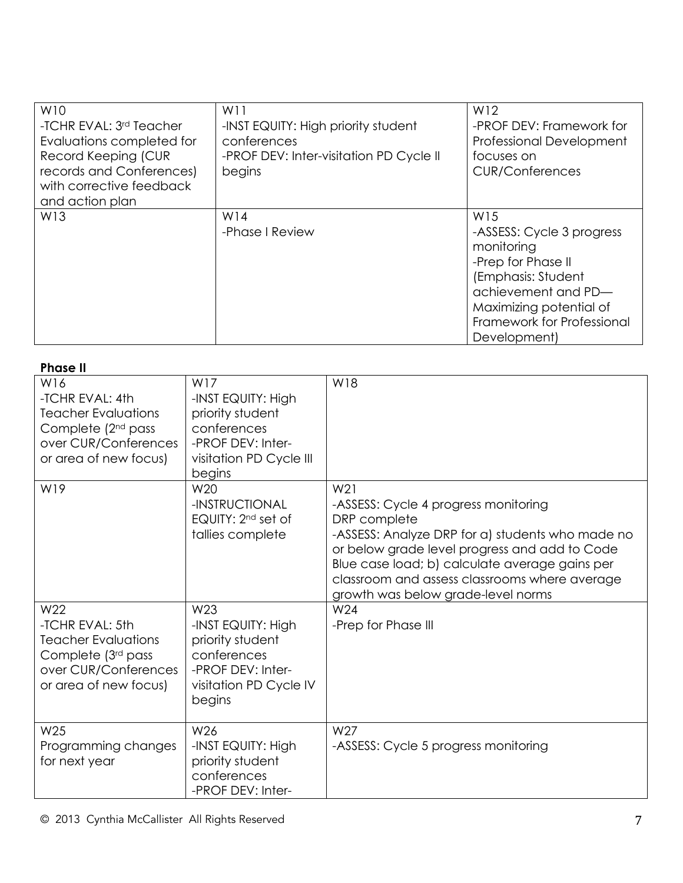| W10<br>-TCHR EVAL: 3rd Teacher Evaluations completed for Record Keeping (CUR records and Conferences) with corrective feedback and action plan | W11<br>-INST EQUITY: High priority student conferences<br>-PROF DEV: Inter-visitation PD Cycle II begins | W12<br>-PROF DEV: Framework for Professional Development focuses on CUR/Conferences |
|---|---|---|
| W13 | W14<br>-Phase I Review | W15<br>-ASSESS: Cycle 3 progress monitoring<br>-Prep for Phase II (Emphasis: Student achievement and PD—Maximizing potential of Framework for Professional Development) |

**Phase II**

| W16<br>-TCHR EVAL: 4th Teacher Evaluations Complete (2nd pass over CUR/Conferences or area of new focus) | W17<br>-INST EQUITY: High priority student conferences<br>-PROF DEV: Inter-visitation PD Cycle III begins | W18 |
|---|---|---|
| W19 | W20<br>-INSTRUCTIONAL EQUITY: 2nd set of tallies complete | W21<br>-ASSESS: Cycle 4 progress monitoring DRP complete<br>-ASSESS: Analyze DRP for a) students who made no or below grade level progress and add to Code Blue case load; b) calculate average gains per classroom and assess classrooms where average growth was below grade-level norms |
| W22<br>-TCHR EVAL: 5th Teacher Evaluations Complete (3rd pass over CUR/Conferences or area of new focus) | W23<br>-INST EQUITY: High priority student conferences<br>-PROF DEV: Inter-visitation PD Cycle IV begins | W24<br>-Prep for Phase III |
| W25<br>Programming changes for next year | W26<br>-INST EQUITY: High priority student conferences<br>-PROF DEV: Inter- | W27<br>-ASSESS: Cycle 5 progress monitoring |

© 2013 Cynthia McCallister All Rights Reserved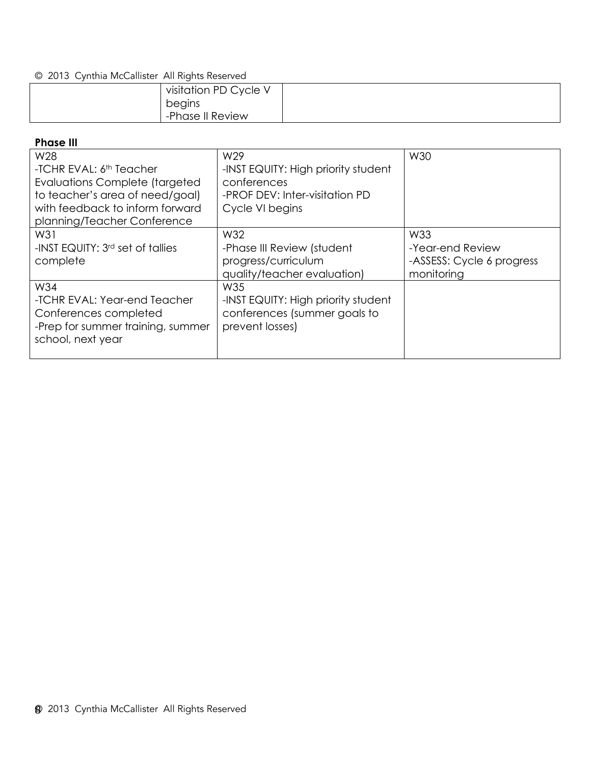| | | |
|---|---|---|
| | visitation PD Cycle V begins<br>-Phase II Review | |

**Phase III**

| | | |
|---|---|---|
| W28<br>-TCHR EVAL: 6th Teacher Evaluations Complete (targeted to teacher's area of need/goal) with feedback to inform forward planning/Teacher Conference | W29<br>-INST EQUITY: High priority student conferences<br>-PROF DEV: Inter-visitation PD Cycle VI begins | W30 |
| W31<br>-INST EQUITY: 3rd set of tallies complete | W32<br>-Phase III Review (student progress/curriculum quality/teacher evaluation) | W33<br>-Year-end Review<br>-ASSESS: Cycle 6 progress monitoring |
| W34<br>-TCHR EVAL: Year-end Teacher Conferences completed<br>-Prep for summer training, summer school, next year | W35<br>-INST EQUITY: High priority student conferences (summer goals to prevent losses) | |